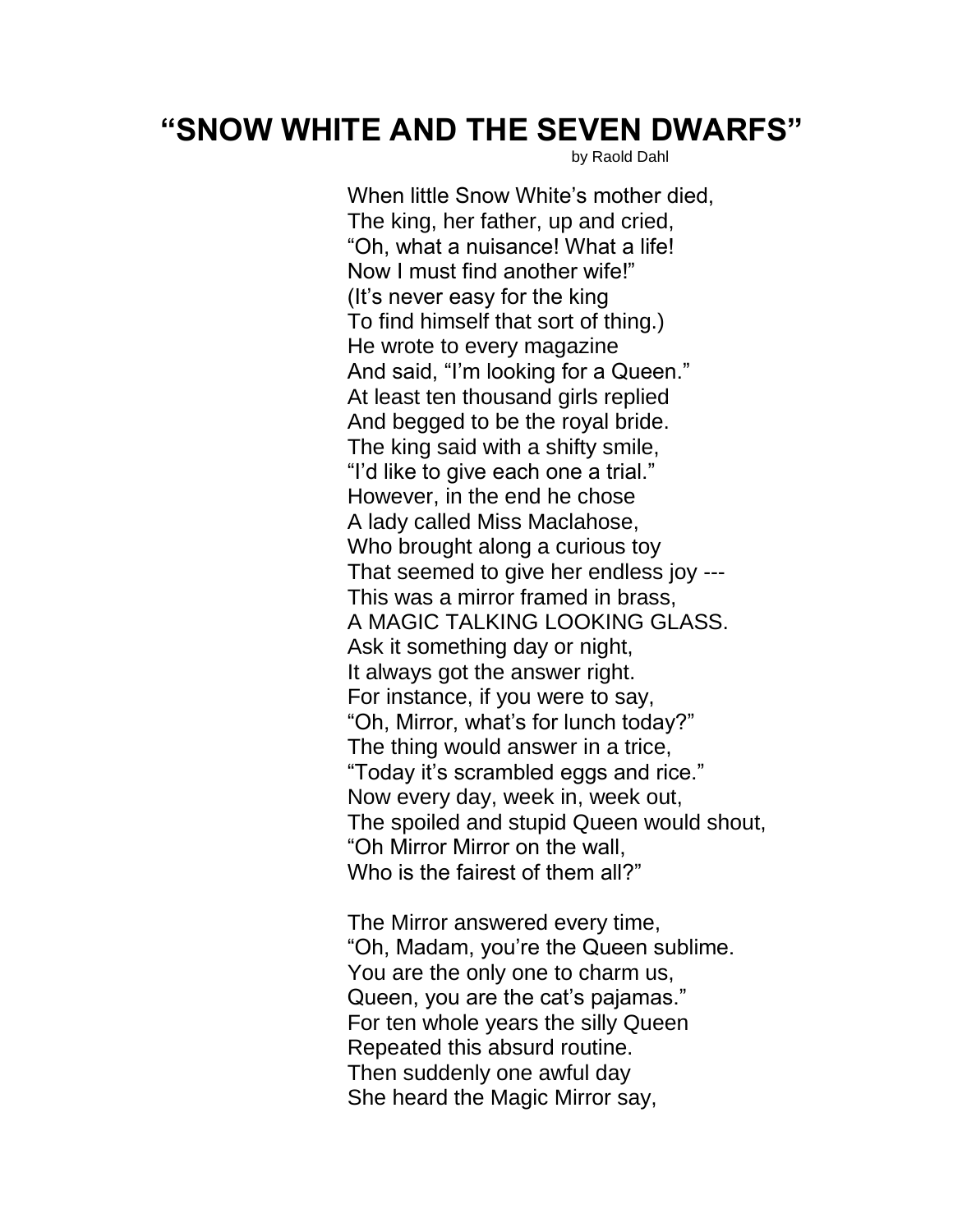# "SNOW WHITE AND THE SEVEN DWARFS"

by Raold Dahl

When little Snow White's mother died,
The king, her father, up and cried,
"Oh, what a nuisance! What a life!
Now I must find another wife!"
(It's never easy for the king
To find himself that sort of thing.)
He wrote to every magazine
And said, "I'm looking for a Queen."
At least ten thousand girls replied
And begged to be the royal bride.
The king said with a shifty smile,
"I'd like to give each one a trial."
However, in the end he chose
A lady called Miss Maclahose,
Who brought along a curious toy
That seemed to give her endless joy ---
This was a mirror framed in brass,
A MAGIC TALKING LOOKING GLASS.
Ask it something day or night,
It always got the answer right.
For instance, if you were to say,
"Oh, Mirror, what's for lunch today?"
The thing would answer in a trice,
"Today it's scrambled eggs and rice."
Now every day, week in, week out,
The spoiled and stupid Queen would shout,
"Oh Mirror Mirror on the wall,
Who is the fairest of them all?"

The Mirror answered every time,
"Oh, Madam, you're the Queen sublime.
You are the only one to charm us,
Queen, you are the cat's pajamas."
For ten whole years the silly Queen
Repeated this absurd routine.
Then suddenly one awful day
She heard the Magic Mirror say,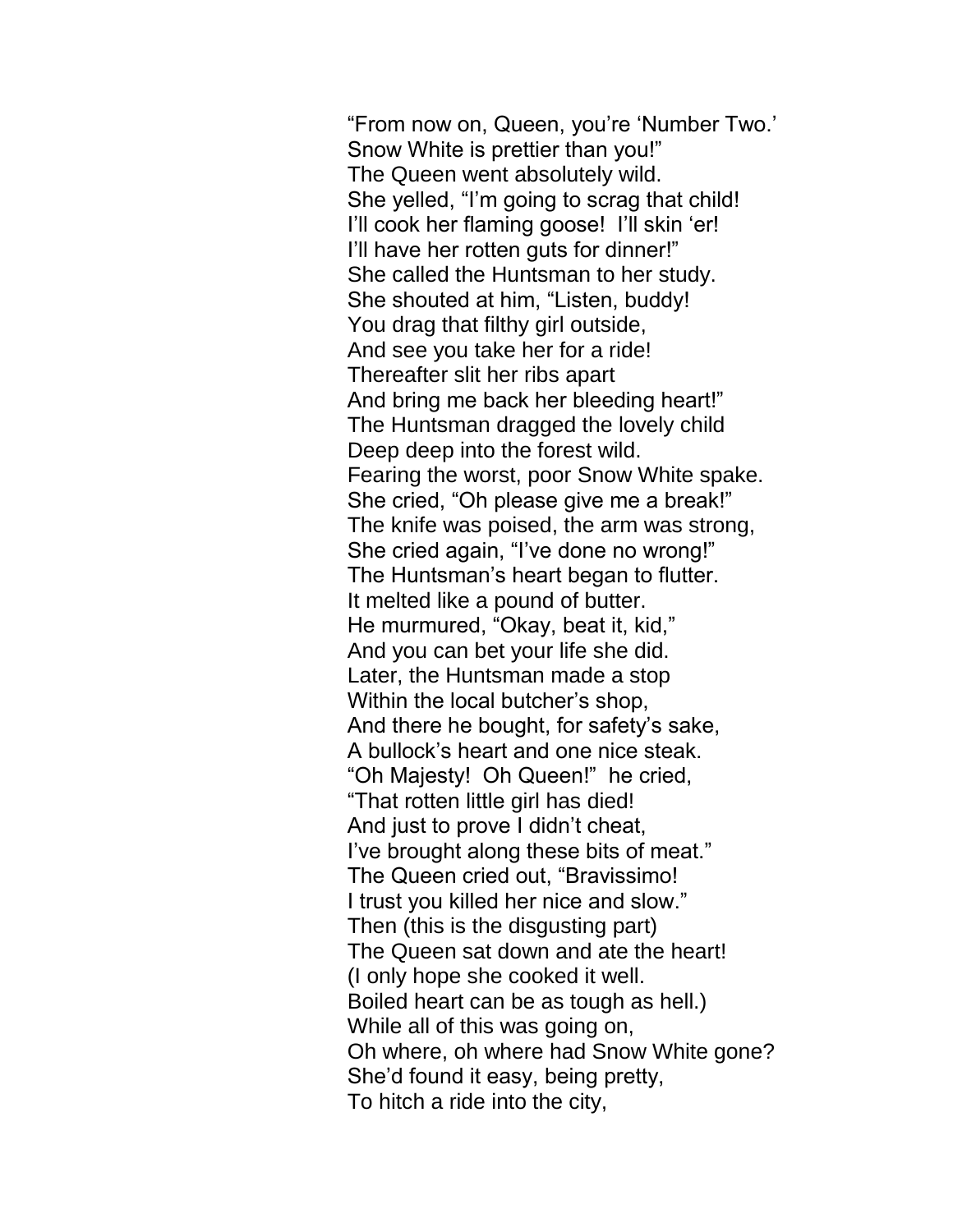"From now on, Queen, you're 'Number Two.'
Snow White is prettier than you!"
The Queen went absolutely wild.
She yelled, "I'm going to scrag that child!
I'll cook her flaming goose! I'll skin 'er!
I'll have her rotten guts for dinner!"
She called the Huntsman to her study.
She shouted at him, "Listen, buddy!
You drag that filthy girl outside,
And see you take her for a ride!
Thereafter slit her ribs apart
And bring me back her bleeding heart!"
The Huntsman dragged the lovely child
Deep deep into the forest wild.
Fearing the worst, poor Snow White spake.
She cried, "Oh please give me a break!"
The knife was poised, the arm was strong,
She cried again, "I've done no wrong!"
The Huntsman's heart began to flutter.
It melted like a pound of butter.
He murmured, "Okay, beat it, kid,"
And you can bet your life she did.
Later, the Huntsman made a stop
Within the local butcher's shop,
And there he bought, for safety's sake,
A bullock's heart and one nice steak.
"Oh Majesty! Oh Queen!" he cried,
"That rotten little girl has died!
And just to prove I didn't cheat,
I've brought along these bits of meat."
The Queen cried out, "Bravissimo!
I trust you killed her nice and slow."
Then (this is the disgusting part)
The Queen sat down and ate the heart!
(I only hope she cooked it well.
Boiled heart can be as tough as hell.)
While all of this was going on,
Oh where, oh where had Snow White gone?
She'd found it easy, being pretty,
To hitch a ride into the city,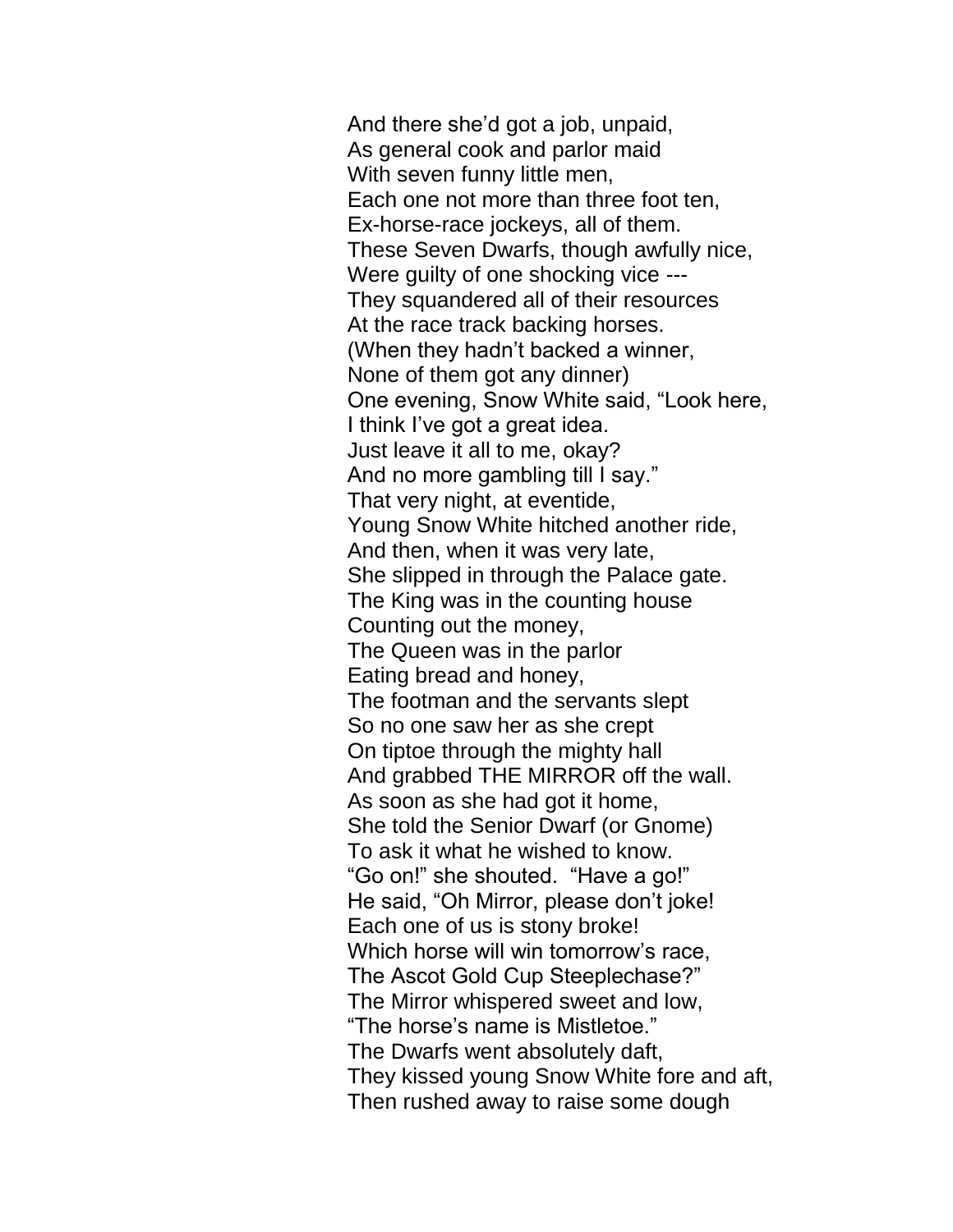And there she'd got a job, unpaid,
As general cook and parlor maid
With seven funny little men,
Each one not more than three foot ten,
Ex-horse-race jockeys, all of them.
These Seven Dwarfs, though awfully nice,
Were guilty of one shocking vice ---
They squandered all of their resources
At the race track backing horses.
(When they hadn't backed a winner,
None of them got any dinner)
One evening, Snow White said, "Look here,
I think I've got a great idea.
Just leave it all to me, okay?
And no more gambling till I say."
That very night, at eventide,
Young Snow White hitched another ride,
And then, when it was very late,
She slipped in through the Palace gate.
The King was in the counting house
Counting out the money,
The Queen was in the parlor
Eating bread and honey,
The footman and the servants slept
So no one saw her as she crept
On tiptoe through the mighty hall
And grabbed THE MIRROR off the wall.
As soon as she had got it home,
She told the Senior Dwarf (or Gnome)
To ask it what he wished to know.
"Go on!" she shouted. "Have a go!"
He said, "Oh Mirror, please don't joke!
Each one of us is stony broke!
Which horse will win tomorrow's race,
The Ascot Gold Cup Steeplechase?"
The Mirror whispered sweet and low,
"The horse's name is Mistletoe."
The Dwarfs went absolutely daft,
They kissed young Snow White fore and aft,
Then rushed away to raise some dough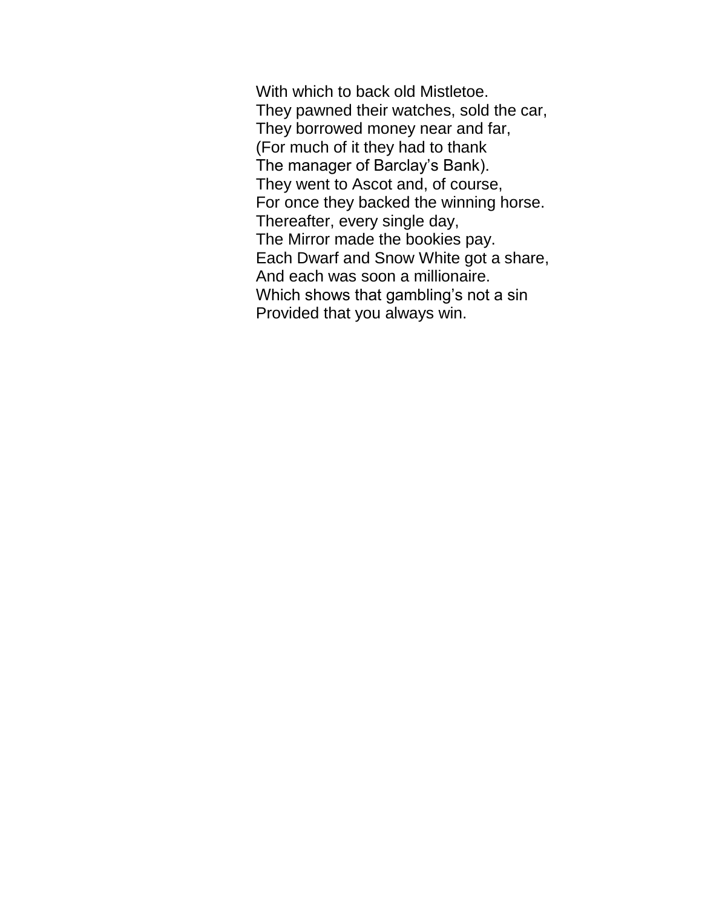With which to back old Mistletoe.
They pawned their watches, sold the car,
They borrowed money near and far,
(For much of it they had to thank
The manager of Barclay's Bank).
They went to Ascot and, of course,
For once they backed the winning horse.
Thereafter, every single day,
The Mirror made the bookies pay.
Each Dwarf and Snow White got a share,
And each was soon a millionaire.
Which shows that gambling's not a sin
Provided that you always win.